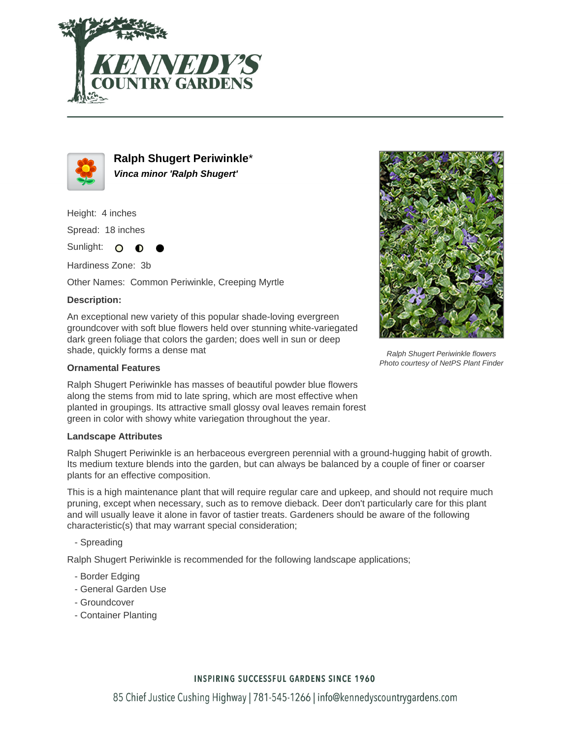# Ralph Shugert Periwinkle*

***Vinca minor 'Ralph Shugert'***

Height: 4 inches

Spread: 18 inches

Sunlight: ○ ◐ ●

Hardiness Zone: 3b

Other Names: Common Periwinkle, Creeping Myrtle

**Description:**

An exceptional new variety of this popular shade-loving evergreen groundcover with soft blue flowers held over stunning white-variegated dark green foliage that colors the garden; does well in sun or deep shade, quickly forms a dense mat

*Ralph Shugert Periwinkle flowers*
*Photo courtesy of NetPS Plant Finder*

**Ornamental Features**

Ralph Shugert Periwinkle has masses of beautiful powder blue flowers along the stems from mid to late spring, which are most effective when planted in groupings. Its attractive small glossy oval leaves remain forest green in color with showy white variegation throughout the year.

**Landscape Attributes**

Ralph Shugert Periwinkle is an herbaceous evergreen perennial with a ground-hugging habit of growth. Its medium texture blends into the garden, but can always be balanced by a couple of finer or coarser plants for an effective composition.

This is a high maintenance plant that will require regular care and upkeep, and should not require much pruning, except when necessary, such as to remove dieback. Deer don't particularly care for this plant and will usually leave it alone in favor of tastier treats. Gardeners should be aware of the following characteristic(s) that may warrant special consideration;

- Spreading

Ralph Shugert Periwinkle is recommended for the following landscape applications;

- Border Edging
- General Garden Use
- Groundcover
- Container Planting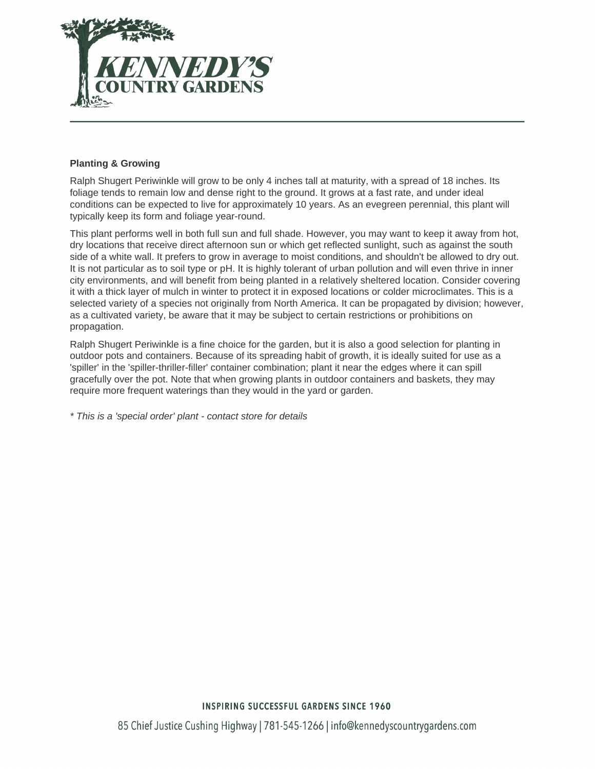**Planting & Growing**

Ralph Shugert Periwinkle will grow to be only 4 inches tall at maturity, with a spread of 18 inches. Its foliage tends to remain low and dense right to the ground. It grows at a fast rate, and under ideal conditions can be expected to live for approximately 10 years. As an evegreen perennial, this plant will typically keep its form and foliage year-round.

This plant performs well in both full sun and full shade. However, you may want to keep it away from hot, dry locations that receive direct afternoon sun or which get reflected sunlight, such as against the south side of a white wall. It prefers to grow in average to moist conditions, and shouldn't be allowed to dry out. It is not particular as to soil type or pH. It is highly tolerant of urban pollution and will even thrive in inner city environments, and will benefit from being planted in a relatively sheltered location. Consider covering it with a thick layer of mulch in winter to protect it in exposed locations or colder microclimates. This is a selected variety of a species not originally from North America. It can be propagated by division; however, as a cultivated variety, be aware that it may be subject to certain restrictions or prohibitions on propagation.

Ralph Shugert Periwinkle is a fine choice for the garden, but it is also a good selection for planting in outdoor pots and containers. Because of its spreading habit of growth, it is ideally suited for use as a 'spiller' in the 'spiller-thriller-filler' container combination; plant it near the edges where it can spill gracefully over the pot. Note that when growing plants in outdoor containers and baskets, they may require more frequent waterings than they would in the yard or garden.

*\* This is a 'special order' plant - contact store for details*